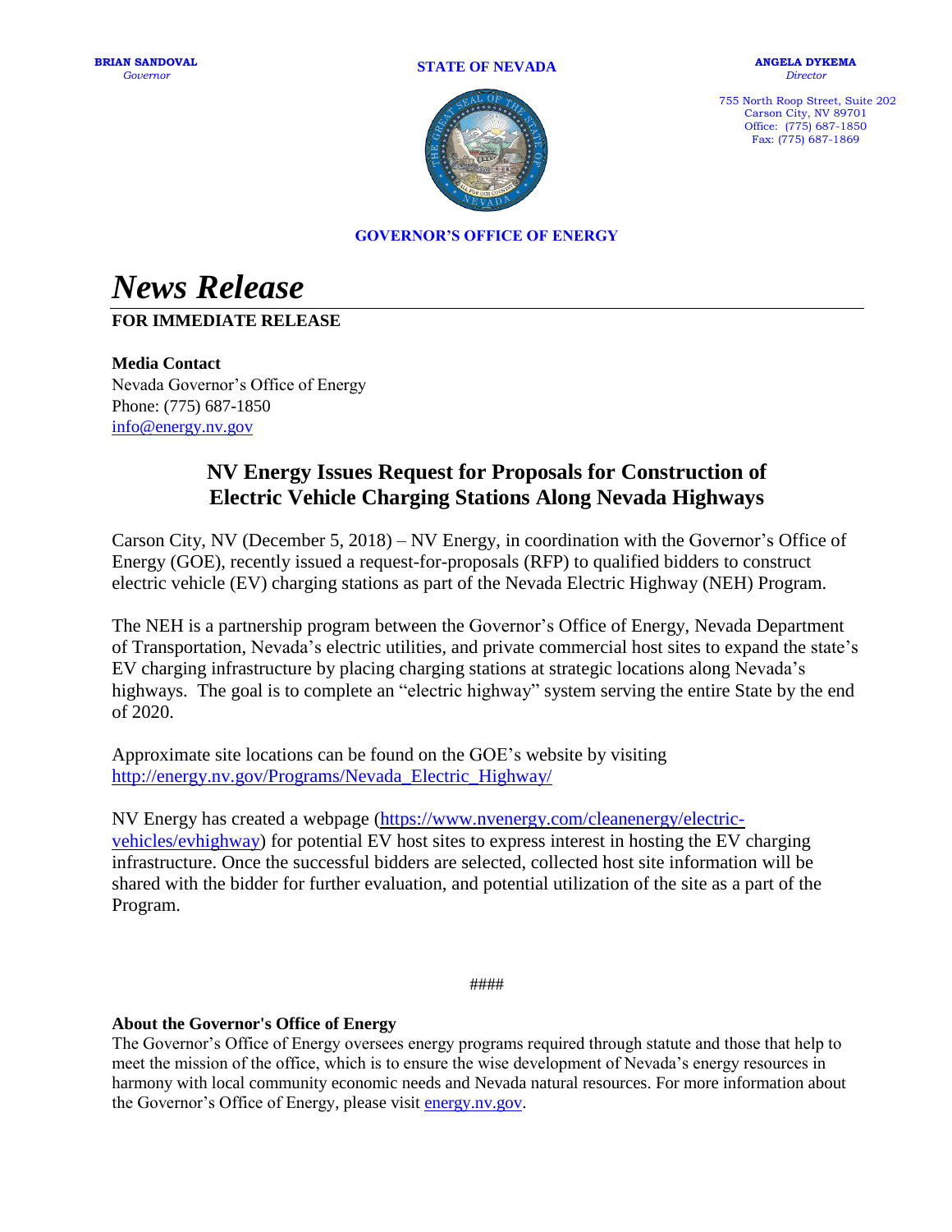**BRIAN SANDOVAL**
*Governor*

**STATE OF NEVADA**

**ANGELA DYKEMA**
*Director*

755 North Roop Street, Suite 202
Carson City, NV 89701
Office: (775) 687-1850
Fax: (775) 687-1869

**GOVERNOR'S OFFICE OF ENERGY**

# *News Release*

**FOR IMMEDIATE RELEASE**

**Media Contact**
Nevada Governor's Office of Energy
Phone: (775) 687-1850
info@energy.nv.gov

## NV Energy Issues Request for Proposals for Construction of Electric Vehicle Charging Stations Along Nevada Highways

Carson City, NV (December 5, 2018) – NV Energy, in coordination with the Governor's Office of Energy (GOE), recently issued a request-for-proposals (RFP) to qualified bidders to construct electric vehicle (EV) charging stations as part of the Nevada Electric Highway (NEH) Program.

The NEH is a partnership program between the Governor's Office of Energy, Nevada Department of Transportation, Nevada's electric utilities, and private commercial host sites to expand the state's EV charging infrastructure by placing charging stations at strategic locations along Nevada's highways. The goal is to complete an "electric highway" system serving the entire State by the end of 2020.

Approximate site locations can be found on the GOE's website by visiting http://energy.nv.gov/Programs/Nevada_Electric_Highway/

NV Energy has created a webpage (https://www.nvenergy.com/cleanenergy/electric-vehicles/evhighway) for potential EV host sites to express interest in hosting the EV charging infrastructure. Once the successful bidders are selected, collected host site information will be shared with the bidder for further evaluation, and potential utilization of the site as a part of the Program.

####

**About the Governor's Office of Energy**
The Governor's Office of Energy oversees energy programs required through statute and those that help to meet the mission of the office, which is to ensure the wise development of Nevada's energy resources in harmony with local community economic needs and Nevada natural resources. For more information about the Governor's Office of Energy, please visit energy.nv.gov.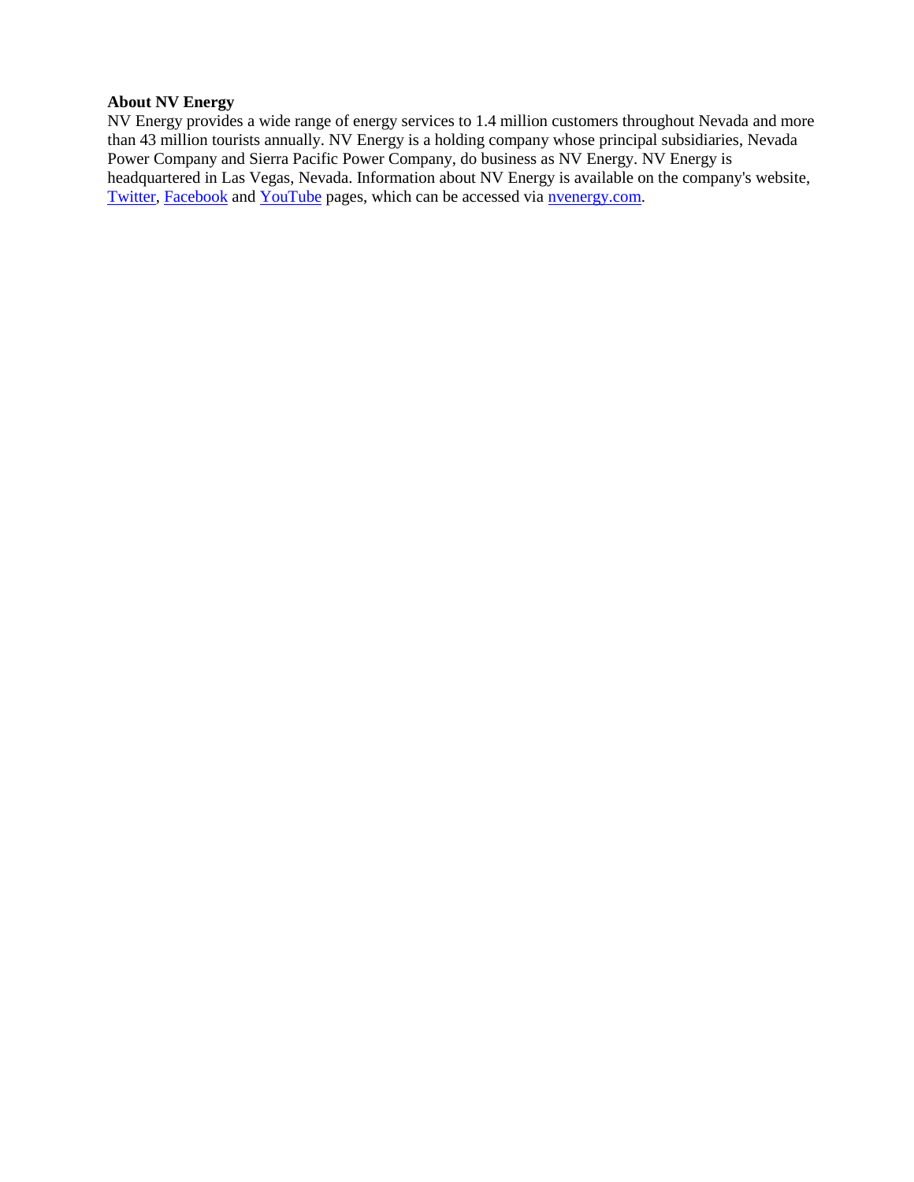**About NV Energy**

NV Energy provides a wide range of energy services to 1.4 million customers throughout Nevada and more than 43 million tourists annually. NV Energy is a holding company whose principal subsidiaries, Nevada Power Company and Sierra Pacific Power Company, do business as NV Energy. NV Energy is headquartered in Las Vegas, Nevada. Information about NV Energy is available on the company's website, Twitter, Facebook and YouTube pages, which can be accessed via nvenergy.com.